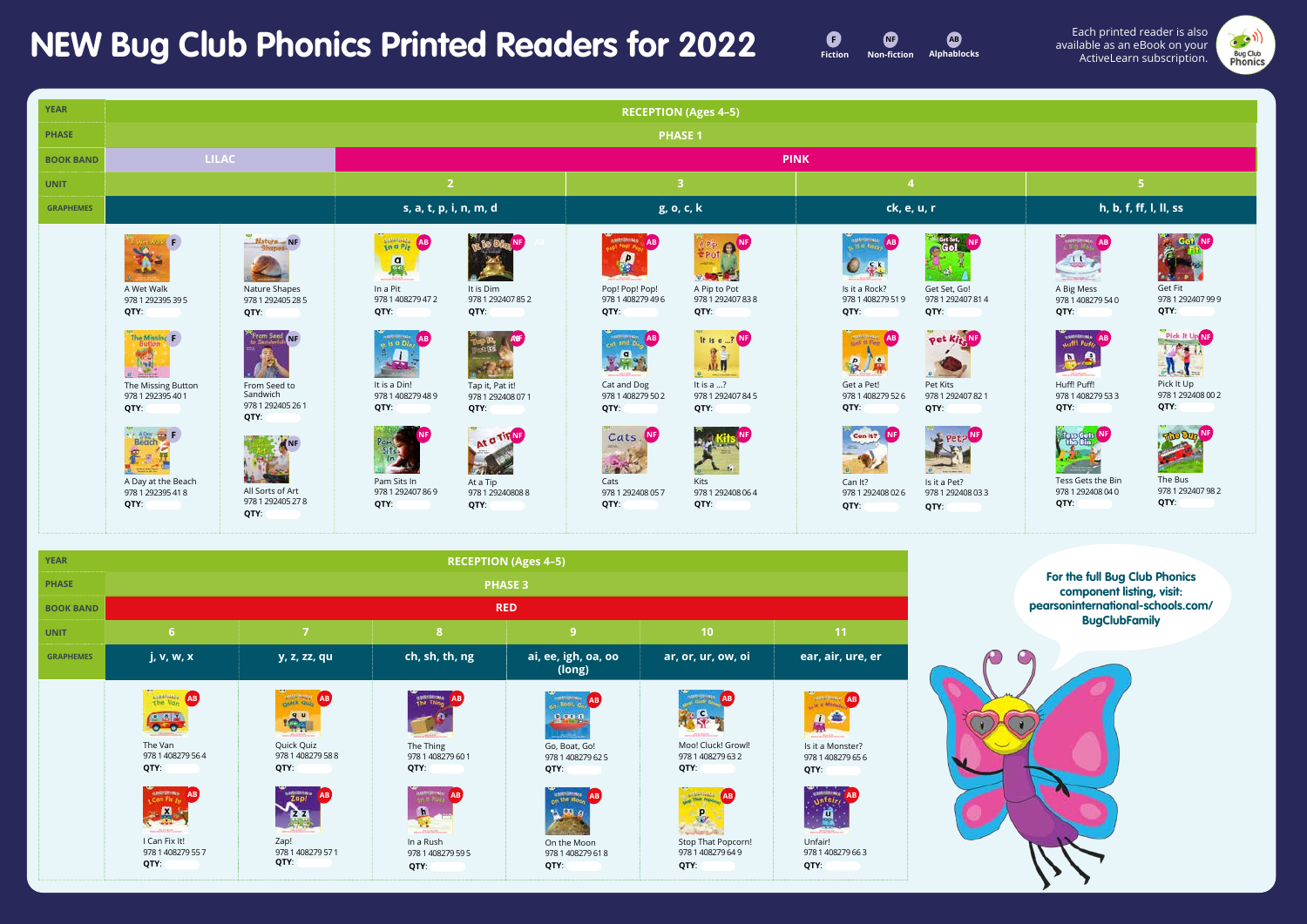# NEW Bug Club Phonics Printed Readers for 2022

F Fiction · NF Non-fiction · AB Alphablocks

Each printed reader is also available as an eBook on your ActiveLearn subscription.

| YEAR | RECEPTION (Ages 4–5) | | | | |
|---|---|---|---|---|---|
| PHASE | PHASE 1 | | | | |
| BOOK BAND | LILAC | PINK | | | |
| UNIT | | 2 | 3 | 4 | 5 |
| GRAPHEMES | | s, a, t, p, i, n, m, d | g, o, c, k | ck, e, u, r | h, b, f, ff, l, ll, ss |

**LILAC**

- A Wet Walk (F) – 978 1 292395 39 5 – QTY:
- The Missing Button (F) – 978 1 292395 40 1 – QTY:
- A Day at the Beach (F) – 978 1 292395 41 8 – QTY:
- Nature Shapes (NF) – 978 1 292405 28 5 – QTY:
- From Seed to Sandwich (NF) – 978 1 292405 26 1 – QTY:
- All Sorts of Art (NF) – 978 1 292405 27 8 – QTY:

**PINK – Unit 2 (s, a, t, p, i, n, m, d)**

- In a Pit (AB) – 978 1 408279 47 2 – QTY:
- It is a Din! (AB) – 978 1 408279 48 9 – QTY:
- Pam Sits In (NF) – 978 1 292407 86 9 – QTY:
- It is Dim (NF) – 978 1 292407 85 2 – QTY:
- Tap it, Pat it! (NF) – 978 1 292408 07 1 – QTY:
- At a Tip (NF) – 978 1 292408 08 8 – QTY:

**PINK – Unit 3 (g, o, c, k)**

- Pop! Pop! Pop! (AB) – 978 1 408279 49 6 – QTY:
- Cat and Dog (AB) – 978 1 408279 50 2 – QTY:
- Cats (NF) – 978 1 292408 05 7 – QTY:
- A Pip to Pot (NF) – 978 1 292407 83 8 – QTY:
- It is a ...? (NF) – 978 1 292407 84 5 – QTY:
- Kits (NF) – 978 1 292408 06 4 – QTY:

**PINK – Unit 4 (ck, e, u, r)**

- Is it a Rock? (AB) – 978 1 408279 51 9 – QTY:
- Get a Pet! (AB) – 978 1 408279 52 6 – QTY:
- Can It? (NF) – 978 1 292408 02 6 – QTY:
- Get Set, Go! (NF) – 978 1 292407 81 4 – QTY:
- Pet Kits (NF) – 978 1 292407 82 1 – QTY:
- Is it a Pet? (NF) – 978 1 292408 03 3 – QTY:

**PINK – Unit 5 (h, b, f, ff, l, ll, ss)**

- A Big Mess (AB) – 978 1 408279 54 0 – QTY:
- Huff! Puff! (AB) – 978 1 408279 53 3 – QTY:
- Tess Gets the Bin (NF) – 978 1 292408 04 0 – QTY:
- Get Fit (NF) – 978 1 292407 99 9 – QTY:
- Pick It Up (NF) – 978 1 292408 00 2 – QTY:
- The Bus (NF) – 978 1 292407 98 2 – QTY:

| YEAR | RECEPTION (Ages 4–5) | | | | | |
|---|---|---|---|---|---|---|
| PHASE | PHASE 3 | | | | | |
| BOOK BAND | RED | | | | | |
| UNIT | 6 | 7 | 8 | 9 | 10 | 11 |
| GRAPHEMES | j, v, w, x | y, z, zz, qu | ch, sh, th, ng | ai, ee, igh, oa, oo (long) | ar, or, ur, ow, oi | ear, air, ure, er |

**RED – Unit 6 (j, v, w, x)**

- The Van (AB) – 978 1 408279 56 4 – QTY:
- I Can Fix It! (AB) – 978 1 408279 55 7 – QTY:

**RED – Unit 7 (y, z, zz, qu)**

- Quick Quiz (AB) – 978 1 408279 58 8 – QTY:
- Zap! (AB) – 978 1 408279 57 1 – QTY:

**RED – Unit 8 (ch, sh, th, ng)**

- The Thing (AB) – 978 1 408279 60 1 – QTY:
- In a Rush (AB) – 978 1 408279 59 5 – QTY:

**RED – Unit 9 (ai, ee, igh, oa, oo (long))**

- Go, Boat, Go! (AB) – 978 1 408279 62 5 – QTY:
- On the Moon (AB) – 978 1 408279 61 8 – QTY:

**RED – Unit 10 (ar, or, ur, ow, oi)**

- Moo! Cluck! Growl! (AB) – 978 1 408279 63 2 – QTY:
- Stop That Popcorn! (AB) – 978 1 408279 64 9 – QTY:

**RED – Unit 11 (ear, air, ure, er)**

- Is it a Monster? (AB) – 978 1 408279 65 6 – QTY:
- Unfair! (AB) – 978 1 408279 66 3 – QTY:

For the full Bug Club Phonics component listing, visit: pearsoninternational-schools.com/BugClubFamily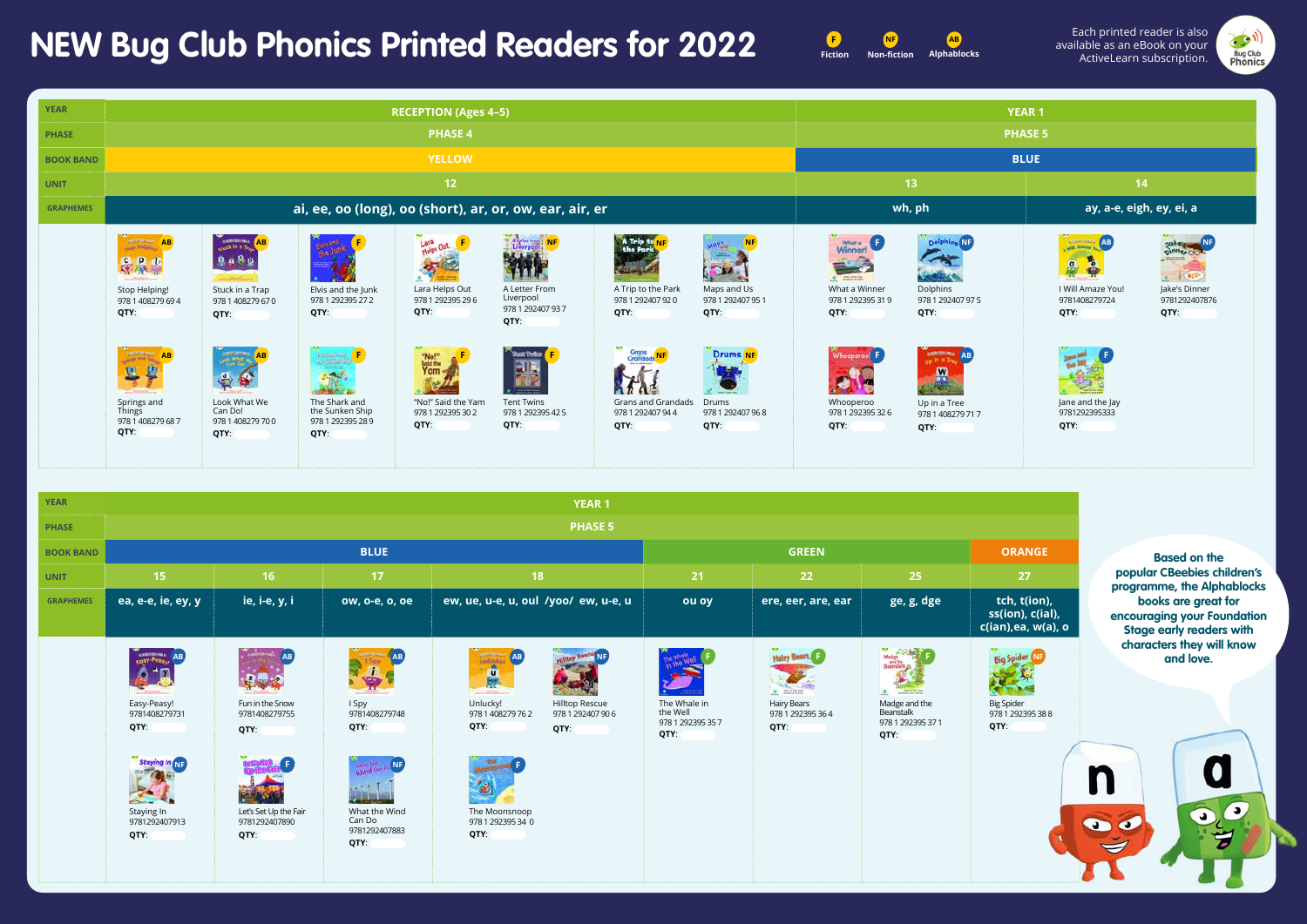# NEW Bug Club Phonics Printed Readers for 2022

F Fiction | NF Non-fiction | AB Alphablocks

Each printed reader is also available as an eBook on your ActiveLearn subscription.

| YEAR | RECEPTION (Ages 4–5) | | | | | | YEAR 1 | |
|---|---|---|---|---|---|---|---|---|
| PHASE | PHASE 4 | | | | | | PHASE 5 | |
| BOOK BAND | YELLOW | | | | | | BLUE | |
| UNIT | 12 | | | | | | 13 | 14 |
| GRAPHEMES | ai, ee, oo (long), oo (short), ar, or, ow, ear, air, er | | | | | | wh, ph | ay, a-e, eigh, ey, ei, a |

**Unit 12**
- AB Stop Helping! 978 1 408279 69 4 QTY:
- AB Stuck in a Trap 978 1 408279 67 0 QTY:
- F Elvis and the Junk 978 1 292395 27 2 QTY:
- F Lara Helps Out 978 1 292395 29 6 QTY:
- NF A Letter From Liverpool 978 1 292407 93 7 QTY:
- NF A Trip to the Park 978 1 292407 92 0 QTY:
- NF Maps and Us 978 1 292407 95 1 QTY:
- AB Springs and Things 978 1 408279 68 7 QTY:
- AB Look What We Can Do! 978 1 408279 70 0 QTY:
- F The Shark and the Sunken Ship 978 1 292395 28 9 QTY:
- F "No!" Said the Yam 978 1 292395 30 2 QTY:
- F Tent Twins 978 1 292395 42 5 QTY:
- NF Grans and Grandads 978 1 292407 94 4 QTY:
- NF Drums 978 1 292407 96 8 QTY:

**Unit 13**
- F What a Winner 978 1 292395 31 9 QTY:
- NF Dolphins 978 1 292407 97 5 QTY:
- F Whooperoo 978 1 292395 32 6 QTY:
- AB Up in a Tree 978 1 408279 71 7 QTY:

**Unit 14**
- AB I Will Amaze You! 9781408279724 QTY:
- NF Jake's Dinner 9781292407876 QTY:
- F Jane and the Jay 9781292395333 QTY:

| YEAR | YEAR 1 | | | | | | | |
|---|---|---|---|---|---|---|---|---|
| PHASE | PHASE 5 | | | | | | | |
| BOOK BAND | BLUE | | | | GREEN | | | ORANGE |
| UNIT | 15 | 16 | 17 | 18 | 21 | 22 | 25 | 27 |
| GRAPHEMES | ea, e-e, ie, ey, y | ie, i-e, y, i | ow, o-e, o, oe | ew, ue, u-e, u, oul /yoo/ ew, u-e, u | ou oy | ere, eer, are, ear | ge, g, dge | tch, t(ion), ss(ion), c(ial), c(ian),ea, w(a), o |

**Unit 15**
- AB Easy-Peasy! 9781408279731 QTY:
- NF Staying In 9781292407913 QTY:

**Unit 16**
- AB Fun in the Snow 9781408279755 QTY:
- F Let's Set Up the Fair 9781292407890 QTY:

**Unit 17**
- AB I Spy 9781408279748 QTY:
- NF What the Wind Can Do 9781292407883 QTY:

**Unit 18**
- AB Unlucky! 978 1 408279 76 2 QTY:
- NF Hilltop Rescue 978 1 292407 90 6 QTY:
- F The Moonsnoop 978 1 292395 34 0 QTY:

**Unit 21**
- F The Whale in the Well 978 1 292395 35 7 QTY:

**Unit 22**
- F Hairy Bears 978 1 292395 36 4 QTY:

**Unit 25**
- F Madge and the Beanstalk 978 1 292395 37 1 QTY:

**Unit 27**
- NF Big Spider 978 1 292395 38 8 QTY:

Based on the popular CBeebies children's programme, the Alphablocks books are great for encouraging your Foundation Stage early readers with characters they will know and love.